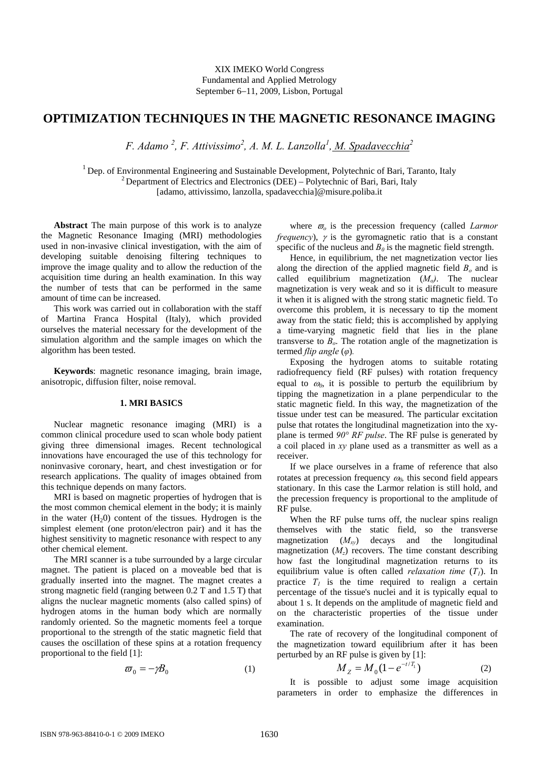XIX IMEKO World Congress
Fundamental and Applied Metrology
September 6–11, 2009, Lisbon, Portugal

# OPTIMIZATION TECHNIQUES IN THE MAGNETIC RESONANCE IMAGING

*F. Adamo [2], F. Attivissimo[2], A. M. L. Lanzolla[1], M. Spadavecchia[2]*

[1] Dep. of Environmental Engineering and Sustainable Development, Polytechnic of Bari, Taranto, Italy
[2] Department of Electrics and Electronics (DEE) – Polytechnic of Bari, Bari, Italy
[adamo, attivissimo, lanzolla, spadavecchia]@misure.poliba.it

**Abstract** The main purpose of this work is to analyze the Magnetic Resonance Imaging (MRI) methodologies used in non-invasive clinical investigation, with the aim of developing suitable denoising filtering techniques to improve the image quality and to allow the reduction of the acquisition time during an health examination. In this way the number of tests that can be performed in the same amount of time can be increased.

This work was carried out in collaboration with the staff of Martina Franca Hospital (Italy), which provided ourselves the material necessary for the development of the simulation algorithm and the sample images on which the algorithm has been tested.

**Keywords**: magnetic resonance imaging, brain image, anisotropic, diffusion filter, noise removal.

## 1. MRI BASICS

Nuclear magnetic resonance imaging (MRI) is a common clinical procedure used to scan whole body patient giving three dimensional images. Recent technological innovations have encouraged the use of this technology for noninvasive coronary, heart, and chest investigation or for research applications. The quality of images obtained from this technique depends on many factors.

MRI is based on magnetic properties of hydrogen that is the most common chemical element in the body; it is mainly in the water ($H_20$) content of the tissues. Hydrogen is the simplest element (one proton/electron pair) and it has the highest sensitivity to magnetic resonance with respect to any other chemical element.

The MRI scanner is a tube surrounded by a large circular magnet. The patient is placed on a moveable bed that is gradually inserted into the magnet. The magnet creates a strong magnetic field (ranging between 0.2 T and 1.5 T) that aligns the nuclear magnetic moments (also called spins) of hydrogen atoms in the human body which are normally randomly oriented. So the magnetic moments feel a torque proportional to the strength of the static magnetic field that causes the oscillation of these spins at a rotation frequency proportional to the field [1]:

$$\varpi_0 = -\gamma B_0 \tag{1}$$

where $\varpi_o$ is the precession frequency (called *Larmor frequency*), $\gamma$ is the gyromagnetic ratio that is a constant specific of the nucleus and $B_0$ is the magnetic field strength.

Hence, in equilibrium, the net magnetization vector lies along the direction of the applied magnetic field $B_o$ and is called equilibrium magnetization ($M_o$). The nuclear magnetization is very weak and so it is difficult to measure it when it is aligned with the strong static magnetic field. To overcome this problem, it is necessary to tip the moment away from the static field; this is accomplished by applying a time-varying magnetic field that lies in the plane transverse to $B_o$. The rotation angle of the magnetization is termed *flip angle* ($\varphi$).

Exposing the hydrogen atoms to suitable rotating radiofrequency field (RF pulses) with rotation frequency equal to $\omega_0$, it is possible to perturb the equilibrium by tipping the magnetization in a plane perpendicular to the static magnetic field. In this way, the magnetization of the tissue under test can be measured. The particular excitation pulse that rotates the longitudinal magnetization into the xy-plane is termed *90° RF pulse*. The RF pulse is generated by a coil placed in *xy* plane used as a transmitter as well as a receiver.

If we place ourselves in a frame of reference that also rotates at precession frequency $\omega_0$, this second field appears stationary. In this case the Larmor relation is still hold, and the precession frequency is proportional to the amplitude of RF pulse.

When the RF pulse turns off, the nuclear spins realign themselves with the static field, so the transverse magnetization ($M_{xy}$) decays and the longitudinal magnetization ($M_z$) recovers. The time constant describing how fast the longitudinal magnetization returns to its equilibrium value is often called *relaxation time* ($T_1$). In practice $T_1$ is the time required to realign a certain percentage of the tissue's nuclei and it is typically equal to about 1 s. It depends on the amplitude of magnetic field and on the characteristic properties of the tissue under examination.

The rate of recovery of the longitudinal component of the magnetization toward equilibrium after it has been perturbed by an RF pulse is given by [1]:

$$M_Z = M_0(1 - e^{-t/T_1}) \tag{2}$$

It is possible to adjust some image acquisition parameters in order to emphasize the differences in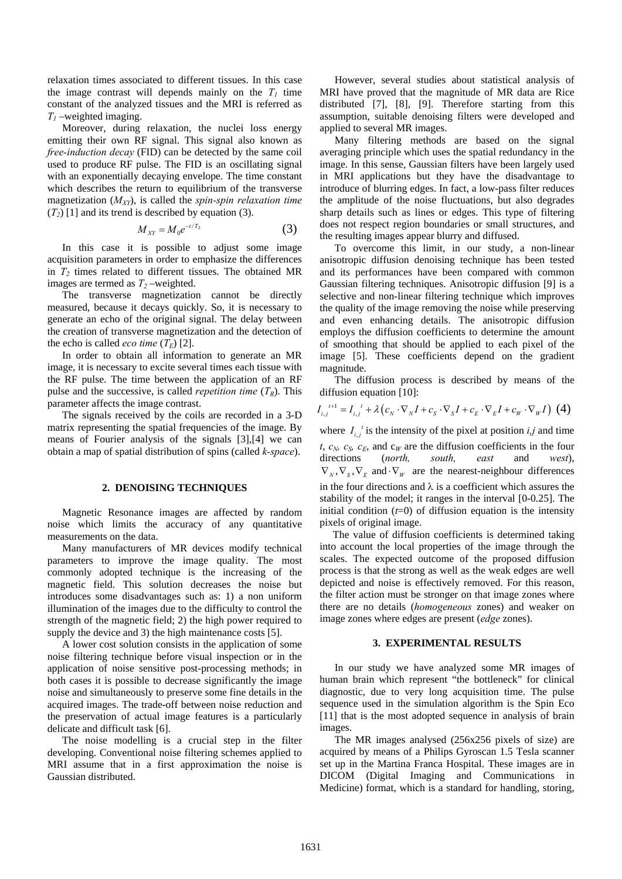relaxation times associated to different tissues. In this case the image contrast will depends mainly on the $T_1$ time constant of the analyzed tissues and the MRI is referred as $T_1$ –weighted imaging.

Moreover, during relaxation, the nuclei loss energy emitting their own RF signal. This signal also known as *free-induction decay* (FID) can be detected by the same coil used to produce RF pulse. The FID is an oscillating signal with an exponentially decaying envelope. The time constant which describes the return to equilibrium of the transverse magnetization ($M_{XY}$), is called the *spin-spin relaxation time* ($T_2$) [1] and its trend is described by equation (3).

$$M_{XY} = M_0 e^{-t/T_2} \tag{3}$$

In this case it is possible to adjust some image acquisition parameters in order to emphasize the differences in $T_2$ times related to different tissues. The obtained MR images are termed as $T_2$ –weighted.

The transverse magnetization cannot be directly measured, because it decays quickly. So, it is necessary to generate an echo of the original signal. The delay between the creation of transverse magnetization and the detection of the echo is called *eco time* ($T_E$) [2].

In order to obtain all information to generate an MR image, it is necessary to excite several times each tissue with the RF pulse. The time between the application of an RF pulse and the successive, is called *repetition time* ($T_R$). This parameter affects the image contrast.

The signals received by the coils are recorded in a 3-D matrix representing the spatial frequencies of the image. By means of Fourier analysis of the signals [3],[4] we can obtain a map of spatial distribution of spins (called *k-space*).

## 2. DENOISING TECHNIQUES

Magnetic Resonance images are affected by random noise which limits the accuracy of any quantitative measurements on the data.

Many manufacturers of MR devices modify technical parameters to improve the image quality. The most commonly adopted technique is the increasing of the magnetic field. This solution decreases the noise but introduces some disadvantages such as: 1) a non uniform illumination of the images due to the difficulty to control the strength of the magnetic field; 2) the high power required to supply the device and 3) the high maintenance costs [5].

A lower cost solution consists in the application of some noise filtering technique before visual inspection or in the application of noise sensitive post-processing methods; in both cases it is possible to decrease significantly the image noise and simultaneously to preserve some fine details in the acquired images. The trade-off between noise reduction and the preservation of actual image features is a particularly delicate and difficult task [6].

The noise modelling is a crucial step in the filter developing. Conventional noise filtering schemes applied to MRI assume that in a first approximation the noise is Gaussian distributed.

However, several studies about statistical analysis of MRI have proved that the magnitude of MR data are Rice distributed [7], [8], [9]. Therefore starting from this assumption, suitable denoising filters were developed and applied to several MR images.

Many filtering methods are based on the signal averaging principle which uses the spatial redundancy in the image. In this sense, Gaussian filters have been largely used in MRI applications but they have the disadvantage to introduce of blurring edges. In fact, a low-pass filter reduces the amplitude of the noise fluctuations, but also degrades sharp details such as lines or edges. This type of filtering does not respect region boundaries or small structures, and the resulting images appear blurry and diffused.

To overcome this limit, in our study, a non-linear anisotropic diffusion denoising technique has been tested and its performances have been compared with common Gaussian filtering techniques. Anisotropic diffusion [9] is a selective and non-linear filtering technique which improves the quality of the image removing the noise while preserving and even enhancing details. The anisotropic diffusion employs the diffusion coefficients to determine the amount of smoothing that should be applied to each pixel of the image [5]. These coefficients depend on the gradient magnitude.

The diffusion process is described by means of the diffusion equation [10]:

$$I_{i,j}^{\,t+1} = I_{i,j}^{\,t} + \lambda\left(c_N \cdot \nabla_N I + c_S \cdot \nabla_S I + c_E \cdot \nabla_E I + c_W \cdot \nabla_W I\right) \tag{4}$$

where $I_{i,j}^{\,t}$ is the intensity of the pixel at position *i,j* and time *t*, $c_N$, $c_S$, $c_E$, and $c_W$ are the diffusion coefficients in the four directions (*north, south, east* and *west*), $\nabla_N, \nabla_S, \nabla_E$ and $\nabla_W$ are the nearest-neighbour differences in the four directions and $\lambda$ is a coefficient which assures the stability of the model; it ranges in the interval [0-0.25]. The initial condition ($t$=0) of diffusion equation is the intensity pixels of original image.

The value of diffusion coefficients is determined taking into account the local properties of the image through the scales. The expected outcome of the proposed diffusion process is that the strong as well as the weak edges are well depicted and noise is effectively removed. For this reason, the filter action must be stronger on that image zones where there are no details (*homogeneous* zones) and weaker on image zones where edges are present (*edge* zones).

## 3. EXPERIMENTAL RESULTS

In our study we have analyzed some MR images of human brain which represent "the bottleneck" for clinical diagnostic, due to very long acquisition time. The pulse sequence used in the simulation algorithm is the Spin Eco [11] that is the most adopted sequence in analysis of brain images.

The MR images analysed (256x256 pixels of size) are acquired by means of a Philips Gyroscan 1.5 Tesla scanner set up in the Martina Franca Hospital. These images are in DICOM (Digital Imaging and Communications in Medicine) format, which is a standard for handling, storing,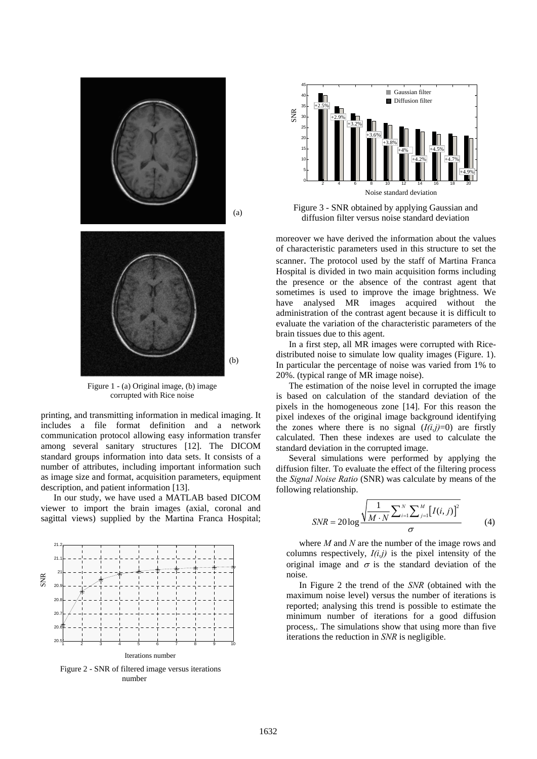(a)

(b)

Figure 1 - (a) Original image, (b) image corrupted with Rice noise

printing, and transmitting information in medical imaging. It includes a file format definition and a network communication protocol allowing easy information transfer among several sanitary structures [12]. The DICOM standard groups information into data sets. It consists of a number of attributes, including important information such as image size and format, acquisition parameters, equipment description, and patient information [13].

In our study, we have used a MATLAB based DICOM viewer to import the brain images (axial, coronal and sagittal views) supplied by the Martina Franca Hospital;

SNR

21.2
21.1
21
20.9
20.8
20.7
20.6
20.5

1 2 3 4 5 6 7 8 9 10

Iterations number

Figure 2 - SNR of filtered image versus iterations number

SNR

45
40
35
30
25
20
15
10
5
0

Gaussian filter
Diffusion filter

+2.5% +2.9% +3.2% +3.6% +3.8% +4% +4.2% +4.5% +4.7% +4.9%

2 4 6 8 10 12 14 16 18 20

Noise standard deviation

Figure 3 - SNR obtained by applying Gaussian and diffusion filter versus noise standard deviation

moreover we have derived the information about the values of characteristic parameters used in this structure to set the scanner. The protocol used by the staff of Martina Franca Hospital is divided in two main acquisition forms including the presence or the absence of the contrast agent that sometimes is used to improve the image brightness. We have analysed MR images acquired without the administration of the contrast agent because it is difficult to evaluate the variation of the characteristic parameters of the brain tissues due to this agent.

In a first step, all MR images were corrupted with Rice-distributed noise to simulate low quality images (Figure. 1). In particular the percentage of noise was varied from 1% to 20%. (typical range of MR image noise).

The estimation of the noise level in corrupted the image is based on calculation of the standard deviation of the pixels in the homogeneous zone [14]. For this reason the pixel indexes of the original image background identifying the zones where there is no signal ($I(i,j)$=0) are firstly calculated. Then these indexes are used to calculate the standard deviation in the corrupted image.

Several simulations were performed by applying the diffusion filter. To evaluate the effect of the filtering process the *Signal Noise Ratio* (SNR) was calculate by means of the following relationship.

$$SNR = 20\log\frac{\sqrt{\frac{1}{M \cdot N}\sum_{i=1}^{N}\sum_{j=1}^{M}\left[I(i,j)\right]^2}}{\sigma} \tag{4}$$

where $M$ and $N$ are the number of the image rows and columns respectively, $I(i,j)$ is the pixel intensity of the original image and $\sigma$ is the standard deviation of the noise.

In Figure 2 the trend of the *SNR* (obtained with the maximum noise level) versus the number of iterations is reported; analysing this trend is possible to estimate the minimum number of iterations for a good diffusion process,. The simulations show that using more than five iterations the reduction in *SNR* is negligible.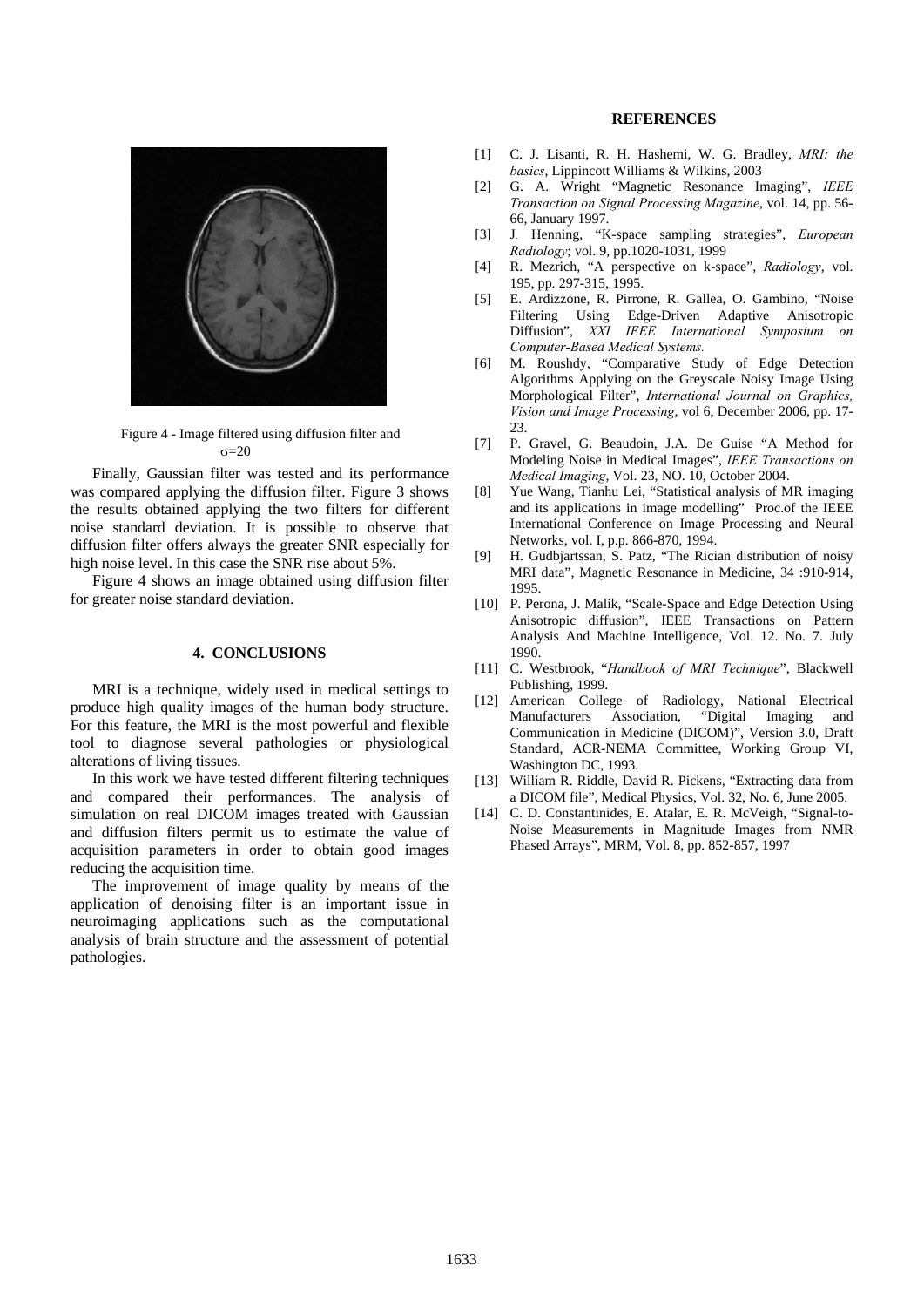Figure 4 - Image filtered using diffusion filter and $\sigma$=20

Finally, Gaussian filter was tested and its performance was compared applying the diffusion filter. Figure 3 shows the results obtained applying the two filters for different noise standard deviation. It is possible to observe that diffusion filter offers always the greater SNR especially for high noise level. In this case the SNR rise about 5%.

Figure 4 shows an image obtained using diffusion filter for greater noise standard deviation.

## 4. CONCLUSIONS

MRI is a technique, widely used in medical settings to produce high quality images of the human body structure. For this feature, the MRI is the most powerful and flexible tool to diagnose several pathologies or physiological alterations of living tissues.

In this work we have tested different filtering techniques and compared their performances. The analysis of simulation on real DICOM images treated with Gaussian and diffusion filters permit us to estimate the value of acquisition parameters in order to obtain good images reducing the acquisition time.

The improvement of image quality by means of the application of denoising filter is an important issue in neuroimaging applications such as the computational analysis of brain structure and the assessment of potential pathologies.

## REFERENCES

[1] C. J. Lisanti, R. H. Hashemi, W. G. Bradley, *MRI: the basics*, Lippincott Williams & Wilkins, 2003

[2] G. A. Wright "Magnetic Resonance Imaging", *IEEE Transaction on Signal Processing Magazine*, vol. 14, pp. 56-66, January 1997.

[3] J. Henning, "K-space sampling strategies", *European Radiology*; vol. 9, pp.1020-1031, 1999

[4] R. Mezrich, "A perspective on k-space", *Radiology*, vol. 195, pp. 297-315, 1995.

[5] E. Ardizzone, R. Pirrone, R. Gallea, O. Gambino, "Noise Filtering Using Edge-Driven Adaptive Anisotropic Diffusion", *XXI IEEE International Symposium on Computer-Based Medical Systems.*

[6] M. Roushdy, "Comparative Study of Edge Detection Algorithms Applying on the Greyscale Noisy Image Using Morphological Filter", *International Journal on Graphics, Vision and Image Processing*, vol 6, December 2006, pp. 17-23.

[7] P. Gravel, G. Beaudoin, J.A. De Guise "A Method for Modeling Noise in Medical Images", *IEEE Transactions on Medical Imaging*, Vol. 23, NO. 10, October 2004.

[8] Yue Wang, Tianhu Lei, "Statistical analysis of MR imaging and its applications in image modelling" Proc.of the IEEE International Conference on Image Processing and Neural Networks, vol. I, p.p. 866-870, 1994.

[9] H. Gudbjartssan, S. Patz, "The Rician distribution of noisy MRI data", Magnetic Resonance in Medicine, 34 :910-914, 1995.

[10] P. Perona, J. Malik, "Scale-Space and Edge Detection Using Anisotropic diffusion", IEEE Transactions on Pattern Analysis And Machine Intelligence, Vol. 12. No. 7. July 1990.

[11] C. Westbrook, "*Handbook of MRI Technique*", Blackwell Publishing, 1999.

[12] American College of Radiology, National Electrical Manufacturers Association, "Digital Imaging and Communication in Medicine (DICOM)", Version 3.0, Draft Standard, ACR-NEMA Committee, Working Group VI, Washington DC, 1993.

[13] William R. Riddle, David R. Pickens, "Extracting data from a DICOM file", Medical Physics, Vol. 32, No. 6, June 2005.

[14] C. D. Constantinides, E. Atalar, E. R. McVeigh, "Signal-to-Noise Measurements in Magnitude Images from NMR Phased Arrays", MRM, Vol. 8, pp. 852-857, 1997